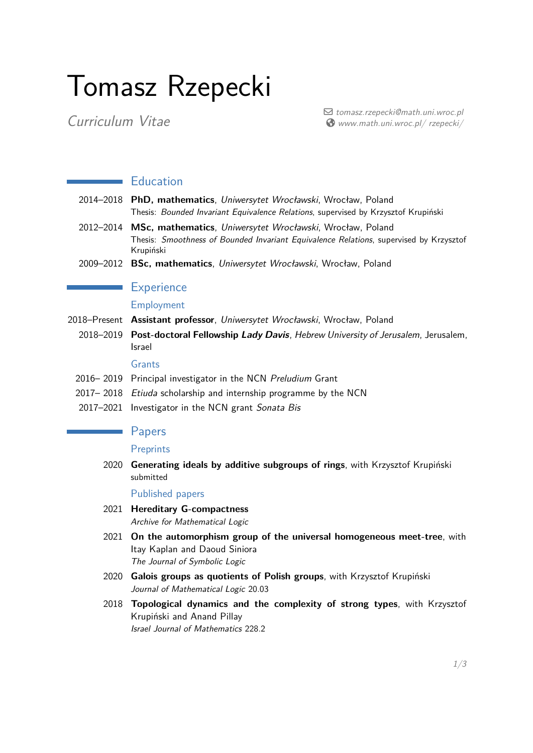# Tomasz Rzepecki

*Curriculum Vitae*

✉ *tomasz.rzepecki@math.uni.wroc.pl*
🌐 *www.math.uni.wroc.pl/ rzepecki/*

## Education

2014–2018 **PhD, mathematics**, *Uniwersytet Wrocławski*, Wrocław, Poland
Thesis: *Bounded Invariant Equivalence Relations*, supervised by Krzysztof Krupiński

2012–2014 **MSc, mathematics**, *Uniwersytet Wrocławski*, Wrocław, Poland
Thesis: *Smoothness of Bounded Invariant Equivalence Relations*, supervised by Krzysztof Krupiński

2009–2012 **BSc, mathematics**, *Uniwersytet Wrocławski*, Wrocław, Poland

## Experience

### Employment

2018–Present **Assistant professor**, *Uniwersytet Wrocławski*, Wrocław, Poland

2018–2019 **Post-doctoral Fellowship *Lady Davis***, *Hebrew University of Jerusalem*, Jerusalem, Israel

### Grants

2016– 2019 Principal investigator in the NCN *Preludium* Grant

2017– 2018 *Etiuda* scholarship and internship programme by the NCN

2017–2021 Investigator in the NCN grant *Sonata Bis*

## Papers

### Preprints

2020 **Generating ideals by additive subgroups of rings**, with Krzysztof Krupiński
submitted

### Published papers

2021 **Hereditary G-compactness**
*Archive for Mathematical Logic*

2021 **On the automorphism group of the universal homogeneous meet-tree**, with Itay Kaplan and Daoud Siniora
*The Journal of Symbolic Logic*

2020 **Galois groups as quotients of Polish groups**, with Krzysztof Krupiński
*Journal of Mathematical Logic* 20.03

2018 **Topological dynamics and the complexity of strong types**, with Krzysztof Krupiński and Anand Pillay
*Israel Journal of Mathematics* 228.2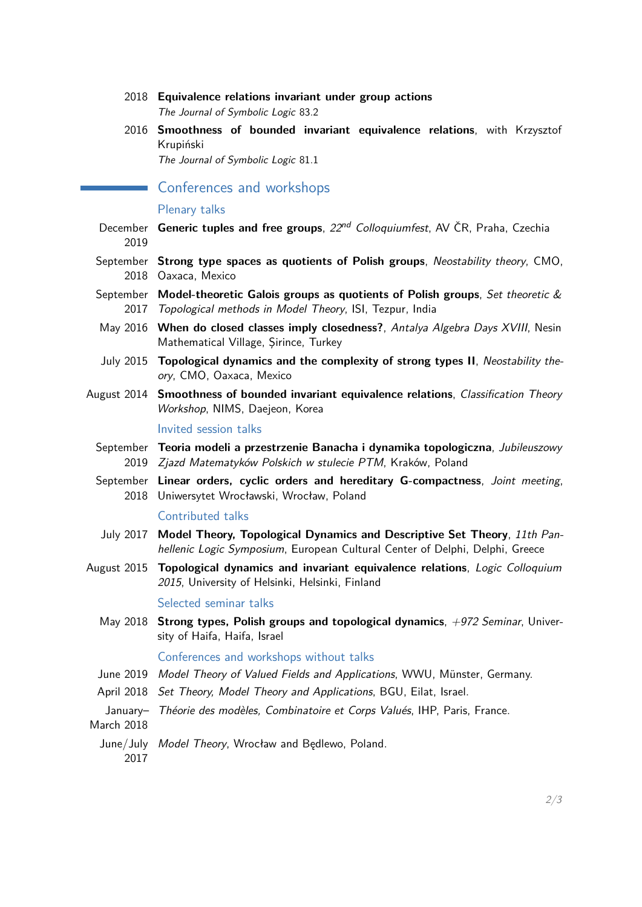2018 **Equivalence relations invariant under group actions**
*The Journal of Symbolic Logic* 83.2

2016 **Smoothness of bounded invariant equivalence relations**, with Krzysztof Krupiński
*The Journal of Symbolic Logic* 81.1

## Conferences and workshops

### Plenary talks

- December 2019 — **Generic tuples and free groups**, *22nd Colloquiumfest*, AV ČR, Praha, Czechia
- September 2018 — **Strong type spaces as quotients of Polish groups**, *Neostability theory*, CMO, Oaxaca, Mexico
- September 2017 — **Model-theoretic Galois groups as quotients of Polish groups**, *Set theoretic & Topological methods in Model Theory*, ISI, Tezpur, India
- May 2016 — **When do closed classes imply closedness?**, *Antalya Algebra Days XVIII*, Nesin Mathematical Village, Şirince, Turkey
- July 2015 — **Topological dynamics and the complexity of strong types II**, *Neostability theory*, CMO, Oaxaca, Mexico
- August 2014 — **Smoothness of bounded invariant equivalence relations**, *Classification Theory Workshop*, NIMS, Daejeon, Korea

### Invited session talks

- September 2019 — **Teoria modeli a przestrzenie Banacha i dynamika topologiczna**, *Jubileuszowy Zjazd Matematyków Polskich w stulecie PTM*, Kraków, Poland
- September 2018 — **Linear orders, cyclic orders and hereditary G-compactness**, *Joint meeting*, Uniwersytet Wrocławski, Wrocław, Poland

### Contributed talks

- July 2017 — **Model Theory, Topological Dynamics and Descriptive Set Theory**, *11th Panhellenic Logic Symposium*, European Cultural Center of Delphi, Delphi, Greece
- August 2015 — **Topological dynamics and invariant equivalence relations**, *Logic Colloquium 2015*, University of Helsinki, Helsinki, Finland

### Selected seminar talks

- May 2018 — **Strong types, Polish groups and topological dynamics**, *+972 Seminar*, University of Haifa, Haifa, Israel

### Conferences and workshops without talks

- June 2019 — *Model Theory of Valued Fields and Applications*, WWU, Münster, Germany.
- April 2018 — *Set Theory, Model Theory and Applications*, BGU, Eilat, Israel.
- January–March 2018 — *Théorie des modèles, Combinatoire et Corps Valués*, IHP, Paris, France.
- June/July 2017 — *Model Theory*, Wrocław and Będlewo, Poland.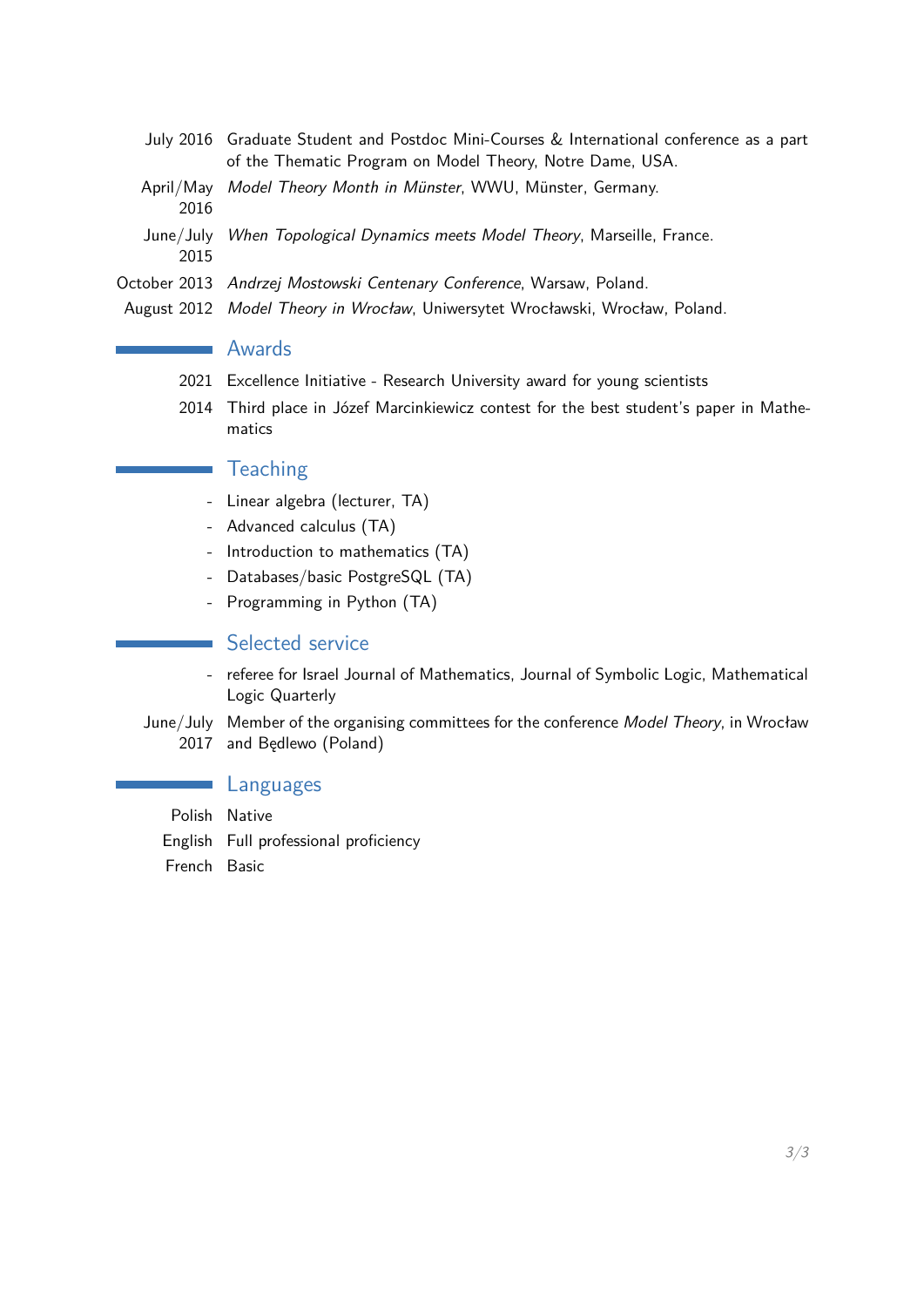July 2016 Graduate Student and Postdoc Mini-Courses & International conference as a part of the Thematic Program on Model Theory, Notre Dame, USA.

April/May 2016 *Model Theory Month in Münster*, WWU, Münster, Germany.

June/July 2015 *When Topological Dynamics meets Model Theory*, Marseille, France.

October 2013 *Andrzej Mostowski Centenary Conference*, Warsaw, Poland.

August 2012 *Model Theory in Wrocław*, Uniwersytet Wrocławski, Wrocław, Poland.

## Awards

2021 Excellence Initiative - Research University award for young scientists

2014 Third place in Józef Marcinkiewicz contest for the best student's paper in Mathematics

## Teaching

- Linear algebra (lecturer, TA)
- Advanced calculus (TA)
- Introduction to mathematics (TA)
- Databases/basic PostgreSQL (TA)
- Programming in Python (TA)

## Selected service

- referee for Israel Journal of Mathematics, Journal of Symbolic Logic, Mathematical Logic Quarterly

June/July 2017 Member of the organising committees for the conference *Model Theory*, in Wrocław and Będlewo (Poland)

## Languages

Polish Native

English Full professional proficiency

French Basic